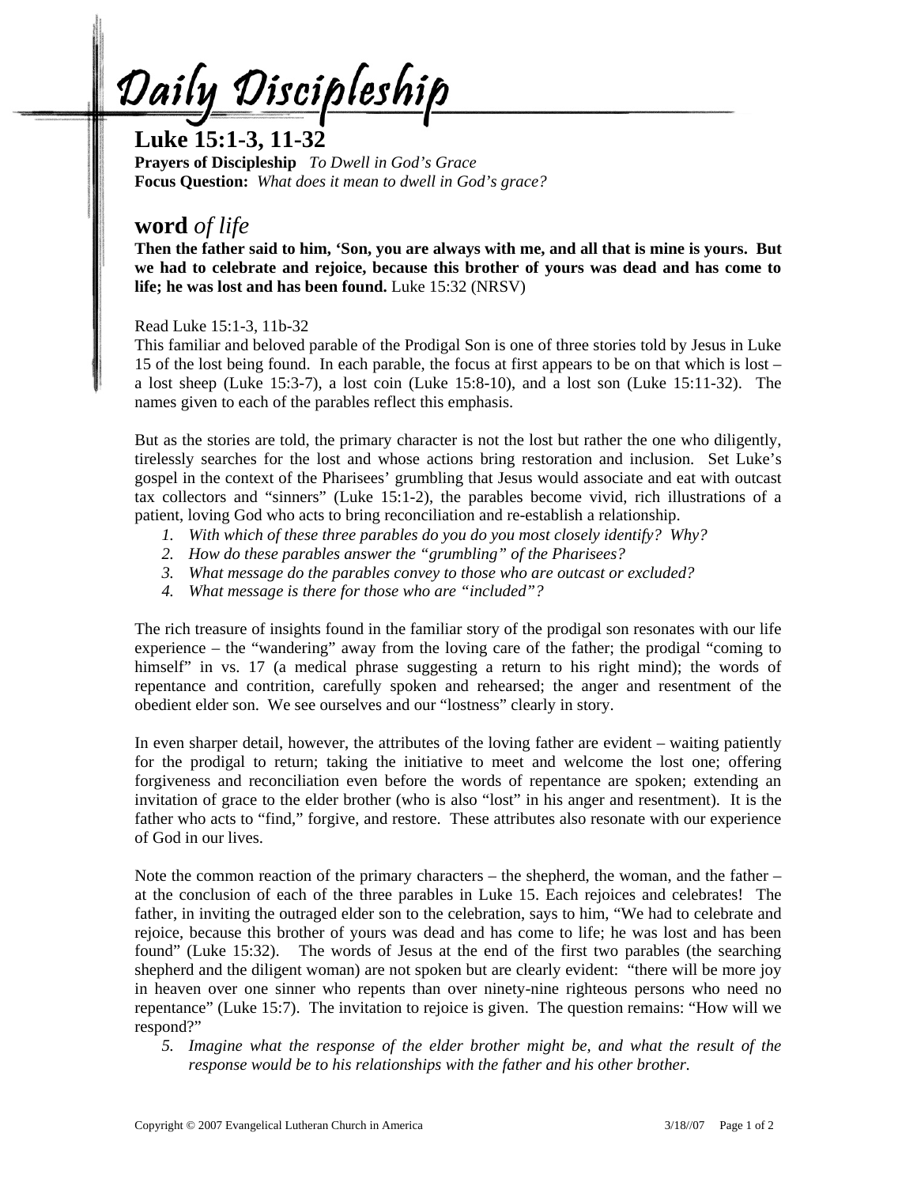# Daily Discipleship

## Luke 15:1-3, 11-32

**Prayers of Discipleship** *To Dwell in God's Grace*
**Focus Question:** *What does it mean to dwell in God's grace?*

## **word** *of life*

**Then the father said to him, 'Son, you are always with me, and all that is mine is yours. But we had to celebrate and rejoice, because this brother of yours was dead and has come to life; he was lost and has been found.** Luke 15:32 (NRSV)

Read Luke 15:1-3, 11b-32

This familiar and beloved parable of the Prodigal Son is one of three stories told by Jesus in Luke 15 of the lost being found. In each parable, the focus at first appears to be on that which is lost – a lost sheep (Luke 15:3-7), a lost coin (Luke 15:8-10), and a lost son (Luke 15:11-32). The names given to each of the parables reflect this emphasis.

But as the stories are told, the primary character is not the lost but rather the one who diligently, tirelessly searches for the lost and whose actions bring restoration and inclusion. Set Luke's gospel in the context of the Pharisees' grumbling that Jesus would associate and eat with outcast tax collectors and "sinners" (Luke 15:1-2), the parables become vivid, rich illustrations of a patient, loving God who acts to bring reconciliation and re-establish a relationship.

1. *With which of these three parables do you do you most closely identify? Why?*
2. *How do these parables answer the "grumbling" of the Pharisees?*
3. *What message do the parables convey to those who are outcast or excluded?*
4. *What message is there for those who are "included"?*

The rich treasure of insights found in the familiar story of the prodigal son resonates with our life experience – the "wandering" away from the loving care of the father; the prodigal "coming to himself" in vs. 17 (a medical phrase suggesting a return to his right mind); the words of repentance and contrition, carefully spoken and rehearsed; the anger and resentment of the obedient elder son. We see ourselves and our "lostness" clearly in story.

In even sharper detail, however, the attributes of the loving father are evident – waiting patiently for the prodigal to return; taking the initiative to meet and welcome the lost one; offering forgiveness and reconciliation even before the words of repentance are spoken; extending an invitation of grace to the elder brother (who is also "lost" in his anger and resentment). It is the father who acts to "find," forgive, and restore. These attributes also resonate with our experience of God in our lives.

Note the common reaction of the primary characters – the shepherd, the woman, and the father – at the conclusion of each of the three parables in Luke 15. Each rejoices and celebrates! The father, in inviting the outraged elder son to the celebration, says to him, "We had to celebrate and rejoice, because this brother of yours was dead and has come to life; he was lost and has been found" (Luke 15:32). The words of Jesus at the end of the first two parables (the searching shepherd and the diligent woman) are not spoken but are clearly evident: "there will be more joy in heaven over one sinner who repents than over ninety-nine righteous persons who need no repentance" (Luke 15:7). The invitation to rejoice is given. The question remains: "How will we respond?"

5. *Imagine what the response of the elder brother might be, and what the result of the response would be to his relationships with the father and his other brother.*

Copyright © 2007 Evangelical Lutheran Church in America 3/18//07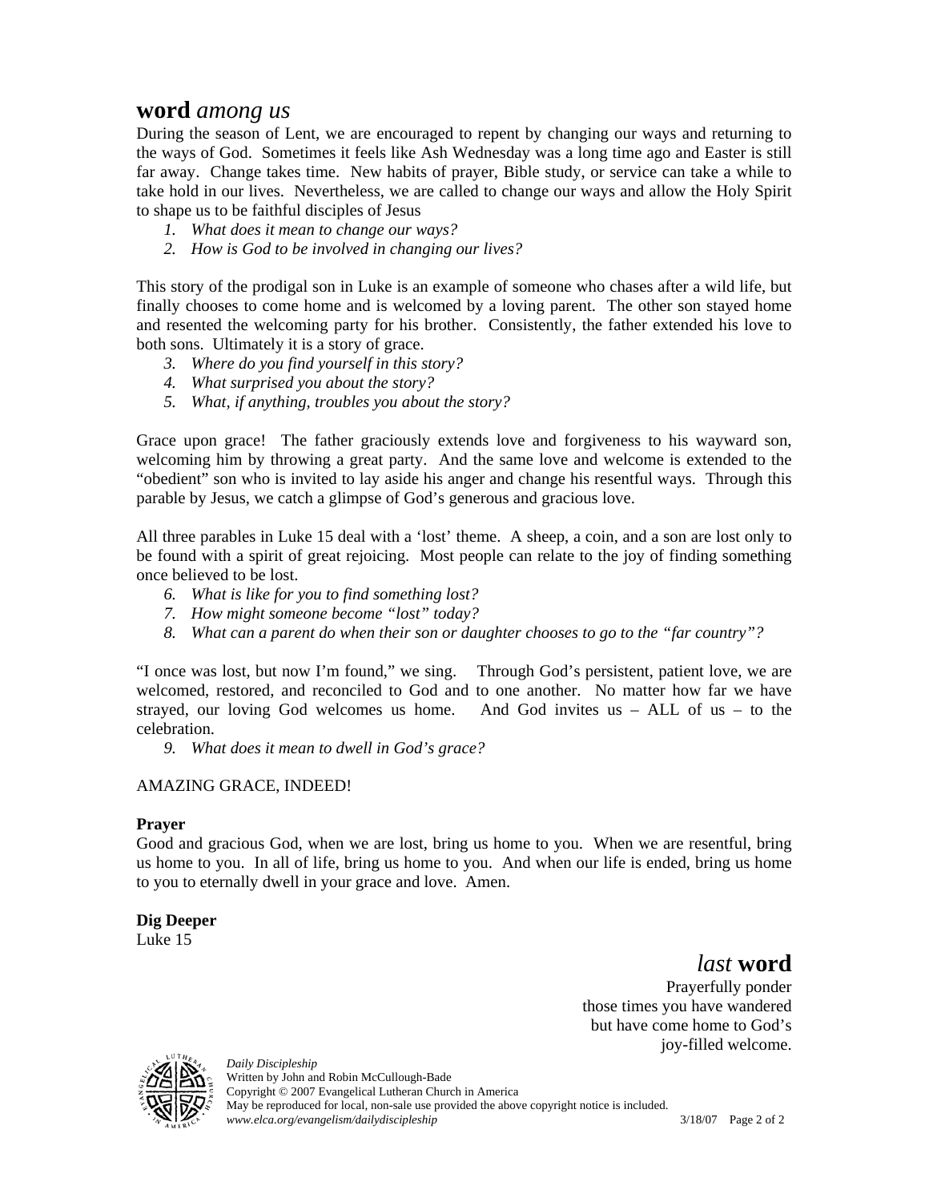## **word** *among us*

During the season of Lent, we are encouraged to repent by changing our ways and returning to the ways of God. Sometimes it feels like Ash Wednesday was a long time ago and Easter is still far away. Change takes time. New habits of prayer, Bible study, or service can take a while to take hold in our lives. Nevertheless, we are called to change our ways and allow the Holy Spirit to shape us to be faithful disciples of Jesus

1. *What does it mean to change our ways?*
2. *How is God to be involved in changing our lives?*

This story of the prodigal son in Luke is an example of someone who chases after a wild life, but finally chooses to come home and is welcomed by a loving parent. The other son stayed home and resented the welcoming party for his brother. Consistently, the father extended his love to both sons. Ultimately it is a story of grace.

3. *Where do you find yourself in this story?*
4. *What surprised you about the story?*
5. *What, if anything, troubles you about the story?*

Grace upon grace! The father graciously extends love and forgiveness to his wayward son, welcoming him by throwing a great party. And the same love and welcome is extended to the "obedient" son who is invited to lay aside his anger and change his resentful ways. Through this parable by Jesus, we catch a glimpse of God's generous and gracious love.

All three parables in Luke 15 deal with a 'lost' theme. A sheep, a coin, and a son are lost only to be found with a spirit of great rejoicing. Most people can relate to the joy of finding something once believed to be lost.

6. *What is like for you to find something lost?*
7. *How might someone become "lost" today?*
8. *What can a parent do when their son or daughter chooses to go to the "far country"?*

"I once was lost, but now I'm found," we sing. Through God's persistent, patient love, we are welcomed, restored, and reconciled to God and to one another. No matter how far we have strayed, our loving God welcomes us home. And God invites us – ALL of us – to the celebration.

9. *What does it mean to dwell in God's grace?*

AMAZING GRACE, INDEED!

**Prayer**

Good and gracious God, when we are lost, bring us home to you. When we are resentful, bring us home to you. In all of life, bring us home to you. And when our life is ended, bring us home to you to eternally dwell in your grace and love. Amen.

**Dig Deeper**

Luke 15

## *last* **word**

Prayerfully ponder
those times you have wandered
but have come home to God's
joy-filled welcome.

*Daily Discipleship*
Written by John and Robin McCullough-Bade
Copyright © 2007 Evangelical Lutheran Church in America
May be reproduced for local, non-sale use provided the above copyright notice is included.
*www.elca.org/evangelism/dailydiscipleship*

3/18/07